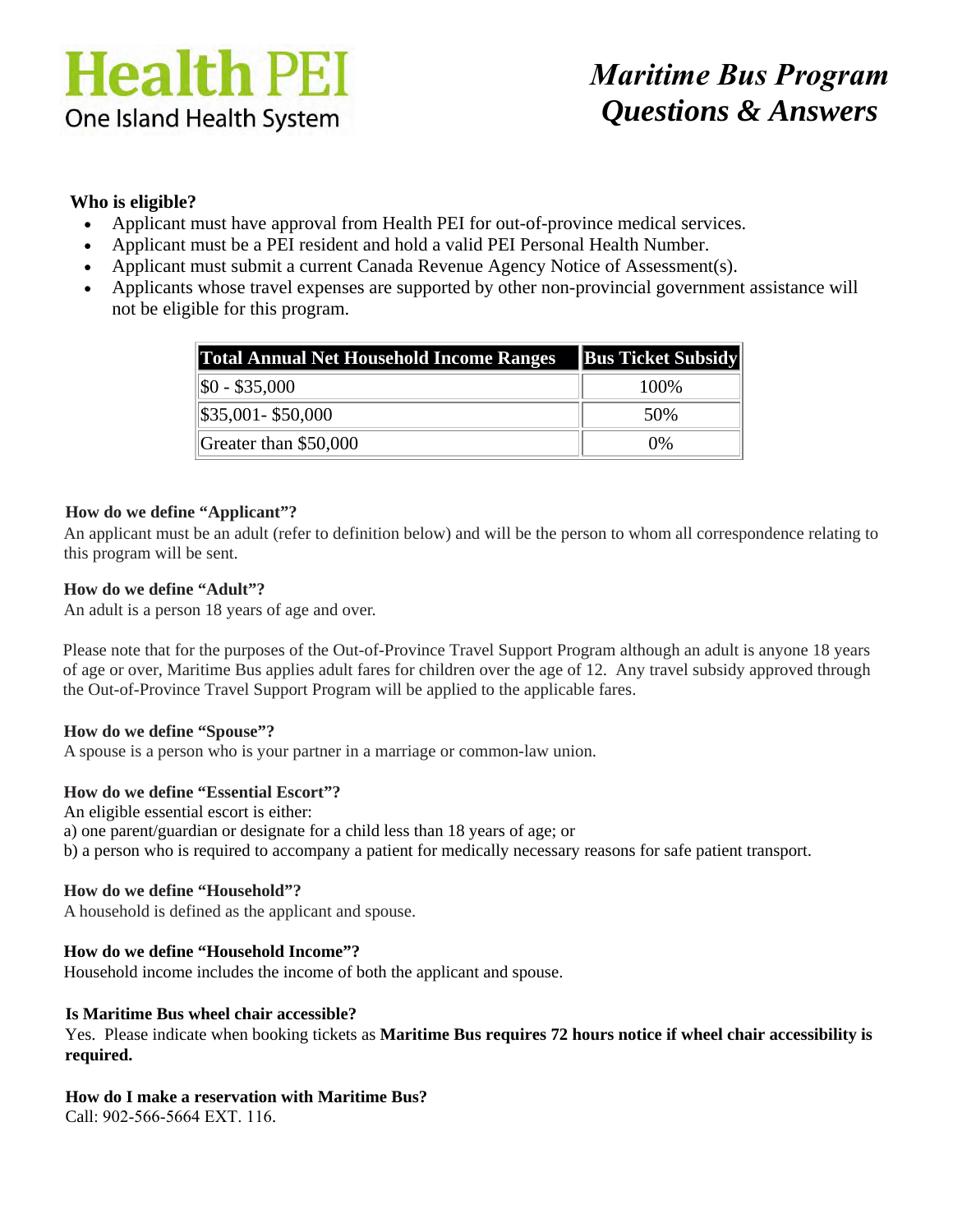Health PEI
One Island Health System

# *Maritime Bus Program Questions & Answers*

**Who is eligible?**

- Applicant must have approval from Health PEI for out-of-province medical services.
- Applicant must be a PEI resident and hold a valid PEI Personal Health Number.
- Applicant must submit a current Canada Revenue Agency Notice of Assessment(s).
- Applicants whose travel expenses are supported by other non-provincial government assistance will not be eligible for this program.

| Total Annual Net Household Income Ranges | Bus Ticket Subsidy |
|---|---|
| $0 - $35,000 | 100% |
| $35,001- $50,000 | 50% |
| Greater than $50,000 | 0% |

**How do we define "Applicant"?**
An applicant must be an adult (refer to definition below) and will be the person to whom all correspondence relating to this program will be sent.

**How do we define "Adult"?**
An adult is a person 18 years of age and over.

Please note that for the purposes of the Out-of-Province Travel Support Program although an adult is anyone 18 years of age or over, Maritime Bus applies adult fares for children over the age of 12. Any travel subsidy approved through the Out-of-Province Travel Support Program will be applied to the applicable fares.

**How do we define "Spouse"?**
A spouse is a person who is your partner in a marriage or common-law union.

**How do we define "Essential Escort"?**
An eligible essential escort is either:
a) one parent/guardian or designate for a child less than 18 years of age; or
b) a person who is required to accompany a patient for medically necessary reasons for safe patient transport.

**How do we define "Household"?**
A household is defined as the applicant and spouse.

**How do we define "Household Income"?**
Household income includes the income of both the applicant and spouse.

**Is Maritime Bus wheel chair accessible?**
Yes. Please indicate when booking tickets as **Maritime Bus requires 72 hours notice if wheel chair accessibility is required.**

**How do I make a reservation with Maritime Bus?**
Call: 902-566-5664 EXT. 116.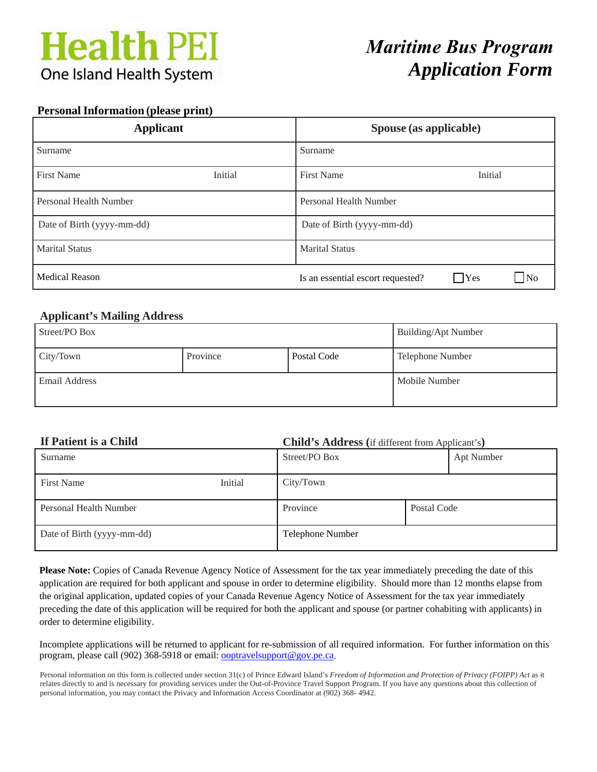**Health PEI**
One Island Health System

# *Maritime Bus Program Application Form*

**Personal Information (please print)**

| **Applicant** | | **Spouse (as applicable)** | |
|---|---|---|---|
| Surname | | Surname | |
| First Name | Initial | First Name | Initial |
| Personal Health Number | | Personal Health Number | |
| Date of Birth (yyyy-mm-dd) | | Date of Birth (yyyy-mm-dd) | |
| Marital Status | | Marital Status | |
| Medical Reason | | Is an essential escort requested? | ☐ Yes ☐ No |

**Applicant's Mailing Address**

| Street/PO Box | | | Building/Apt Number |
|---|---|---|---|
| City/Town | Province | Postal Code | Telephone Number |
| Email Address | | | Mobile Number |

| **If Patient is a Child** | | **Child's Address** (if different from Applicant's) | |
|---|---|---|---|
| Surname | | Street/PO Box | Apt Number |
| First Name | Initial | City/Town | |
| Personal Health Number | | Province | Postal Code |
| Date of Birth (yyyy-mm-dd) | | Telephone Number | |

**Please Note:** Copies of Canada Revenue Agency Notice of Assessment for the tax year immediately preceding the date of this application are required for both applicant and spouse in order to determine eligibility. Should more than 12 months elapse from the original application, updated copies of your Canada Revenue Agency Notice of Assessment for the tax year immediately preceding the date of this application will be required for both the applicant and spouse (or partner cohabiting with applicants) in order to determine eligibility.

Incomplete applications will be returned to applicant for re-submission of all required information. For further information on this program, please call (902) 368-5918 or email: ooptravelsupport@gov.pe.ca.

Personal information on this form is collected under section 31(c) of Prince Edward Island's *Freedom of Information and Protection of Privacy (FOIPP) Act* as it relates directly to and is necessary for providing services under the Out-of-Province Travel Support Program. If you have any questions about this collection of personal information, you may contact the Privacy and Information Access Coordinator at (902) 368- 4942.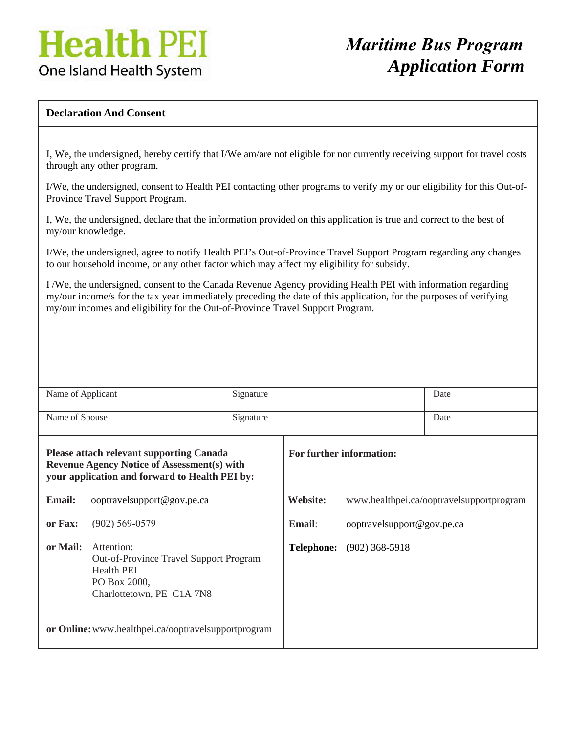**Health PEI**
One Island Health System

# *Maritime Bus Program Application Form*

## Declaration And Consent

I, We, the undersigned, hereby certify that I/We am/are not eligible for nor currently receiving support for travel costs through any other program.

I/We, the undersigned, consent to Health PEI contacting other programs to verify my or our eligibility for this Out-of-Province Travel Support Program.

I, We, the undersigned, declare that the information provided on this application is true and correct to the best of my/our knowledge.

I/We, the undersigned, agree to notify Health PEI's Out-of-Province Travel Support Program regarding any changes to our household income, or any other factor which may affect my eligibility for subsidy.

I /We, the undersigned, consent to the Canada Revenue Agency providing Health PEI with information regarding my/our income/s for the tax year immediately preceding the date of this application, for the purposes of verifying my/our incomes and eligibility for the Out-of-Province Travel Support Program.

| | | |
|---|---|---|
| Name of Applicant | Signature | Date |
| Name of Spouse | Signature | Date |

**Please attach relevant supporting Canada Revenue Agency Notice of Assessment(s) with your application and forward to Health PEI by:**

**Email:** ooptravelsupport@gov.pe.ca

**or Fax:** (902) 569-0579

**or Mail:** Attention:
Out-of-Province Travel Support Program
Health PEI
PO Box 2000,
Charlottetown, PE C1A 7N8

**or Online:** www.healthpei.ca/ooptravelsupportprogram

**For further information:**

**Website:** www.healthpei.ca/ooptravelsupportprogram

**Email:** ooptravelsupport@gov.pe.ca

**Telephone:** (902) 368-5918